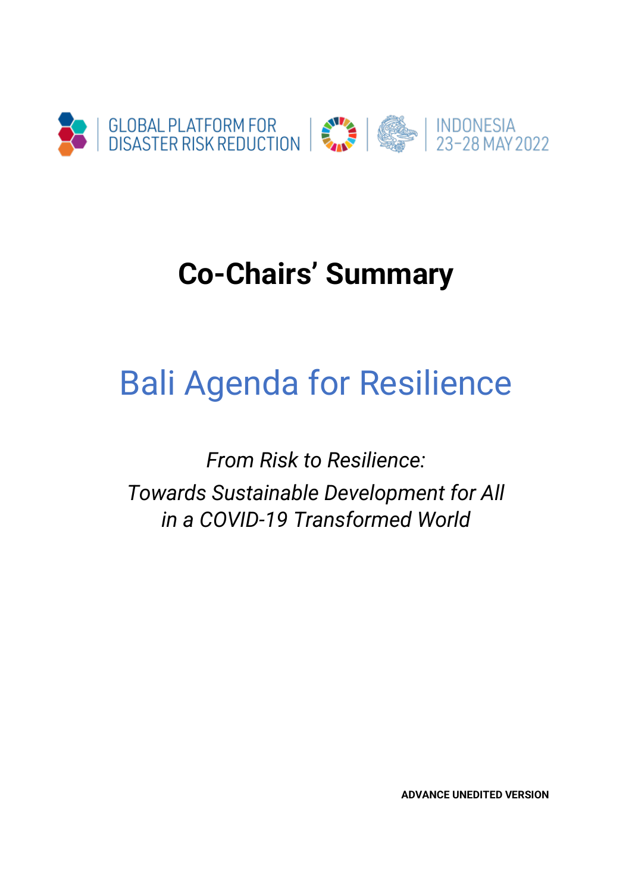GLOBAL PLATFORM FOR DISASTER RISK REDUCTION | INDONESIA 23–28 MAY 2022

# Co-Chairs' Summary

## Bali Agenda for Resilience

*From Risk to Resilience:*
*Towards Sustainable Development for All*
*in a COVID-19 Transformed World*

**ADVANCE UNEDITED VERSION**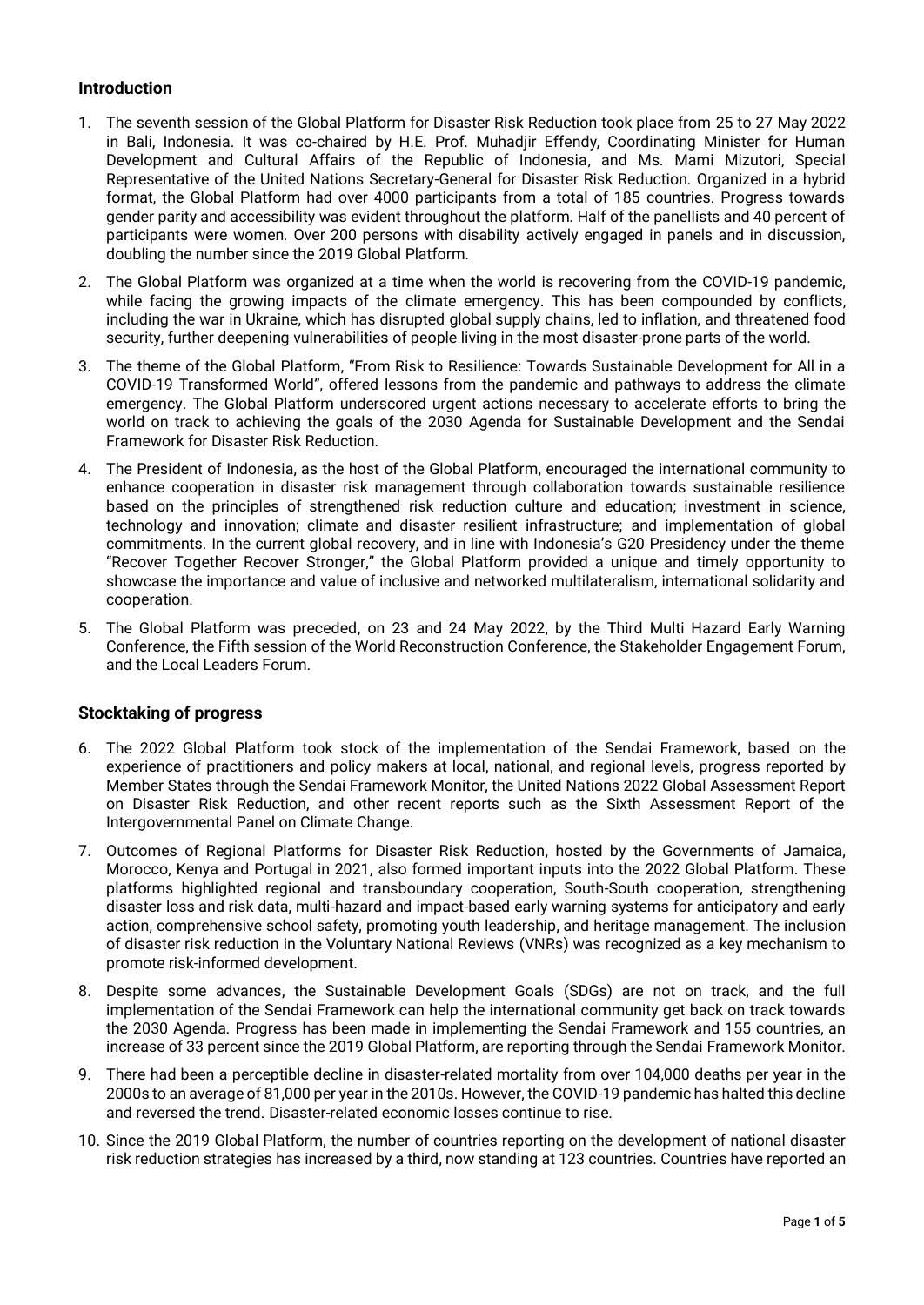## Introduction

1. The seventh session of the Global Platform for Disaster Risk Reduction took place from 25 to 27 May 2022 in Bali, Indonesia. It was co-chaired by H.E. Prof. Muhadjir Effendy, Coordinating Minister for Human Development and Cultural Affairs of the Republic of Indonesia, and Ms. Mami Mizutori, Special Representative of the United Nations Secretary-General for Disaster Risk Reduction. Organized in a hybrid format, the Global Platform had over 4000 participants from a total of 185 countries. Progress towards gender parity and accessibility was evident throughout the platform. Half of the panellists and 40 percent of participants were women. Over 200 persons with disability actively engaged in panels and in discussion, doubling the number since the 2019 Global Platform.

2. The Global Platform was organized at a time when the world is recovering from the COVID-19 pandemic, while facing the growing impacts of the climate emergency. This has been compounded by conflicts, including the war in Ukraine, which has disrupted global supply chains, led to inflation, and threatened food security, further deepening vulnerabilities of people living in the most disaster-prone parts of the world.

3. The theme of the Global Platform, "From Risk to Resilience: Towards Sustainable Development for All in a COVID-19 Transformed World", offered lessons from the pandemic and pathways to address the climate emergency. The Global Platform underscored urgent actions necessary to accelerate efforts to bring the world on track to achieving the goals of the 2030 Agenda for Sustainable Development and the Sendai Framework for Disaster Risk Reduction.

4. The President of Indonesia, as the host of the Global Platform, encouraged the international community to enhance cooperation in disaster risk management through collaboration towards sustainable resilience based on the principles of strengthened risk reduction culture and education; investment in science, technology and innovation; climate and disaster resilient infrastructure; and implementation of global commitments. In the current global recovery, and in line with Indonesia's G20 Presidency under the theme "Recover Together Recover Stronger," the Global Platform provided a unique and timely opportunity to showcase the importance and value of inclusive and networked multilateralism, international solidarity and cooperation.

5. The Global Platform was preceded, on 23 and 24 May 2022, by the Third Multi Hazard Early Warning Conference, the Fifth session of the World Reconstruction Conference, the Stakeholder Engagement Forum, and the Local Leaders Forum.

## Stocktaking of progress

6. The 2022 Global Platform took stock of the implementation of the Sendai Framework, based on the experience of practitioners and policy makers at local, national, and regional levels, progress reported by Member States through the Sendai Framework Monitor, the United Nations 2022 Global Assessment Report on Disaster Risk Reduction, and other recent reports such as the Sixth Assessment Report of the Intergovernmental Panel on Climate Change.

7. Outcomes of Regional Platforms for Disaster Risk Reduction, hosted by the Governments of Jamaica, Morocco, Kenya and Portugal in 2021, also formed important inputs into the 2022 Global Platform. These platforms highlighted regional and transboundary cooperation, South-South cooperation, strengthening disaster loss and risk data, multi-hazard and impact-based early warning systems for anticipatory and early action, comprehensive school safety, promoting youth leadership, and heritage management. The inclusion of disaster risk reduction in the Voluntary National Reviews (VNRs) was recognized as a key mechanism to promote risk-informed development.

8. Despite some advances, the Sustainable Development Goals (SDGs) are not on track, and the full implementation of the Sendai Framework can help the international community get back on track towards the 2030 Agenda. Progress has been made in implementing the Sendai Framework and 155 countries, an increase of 33 percent since the 2019 Global Platform, are reporting through the Sendai Framework Monitor.

9. There had been a perceptible decline in disaster-related mortality from over 104,000 deaths per year in the 2000s to an average of 81,000 per year in the 2010s. However, the COVID-19 pandemic has halted this decline and reversed the trend. Disaster-related economic losses continue to rise.

10. Since the 2019 Global Platform, the number of countries reporting on the development of national disaster risk reduction strategies has increased by a third, now standing at 123 countries. Countries have reported an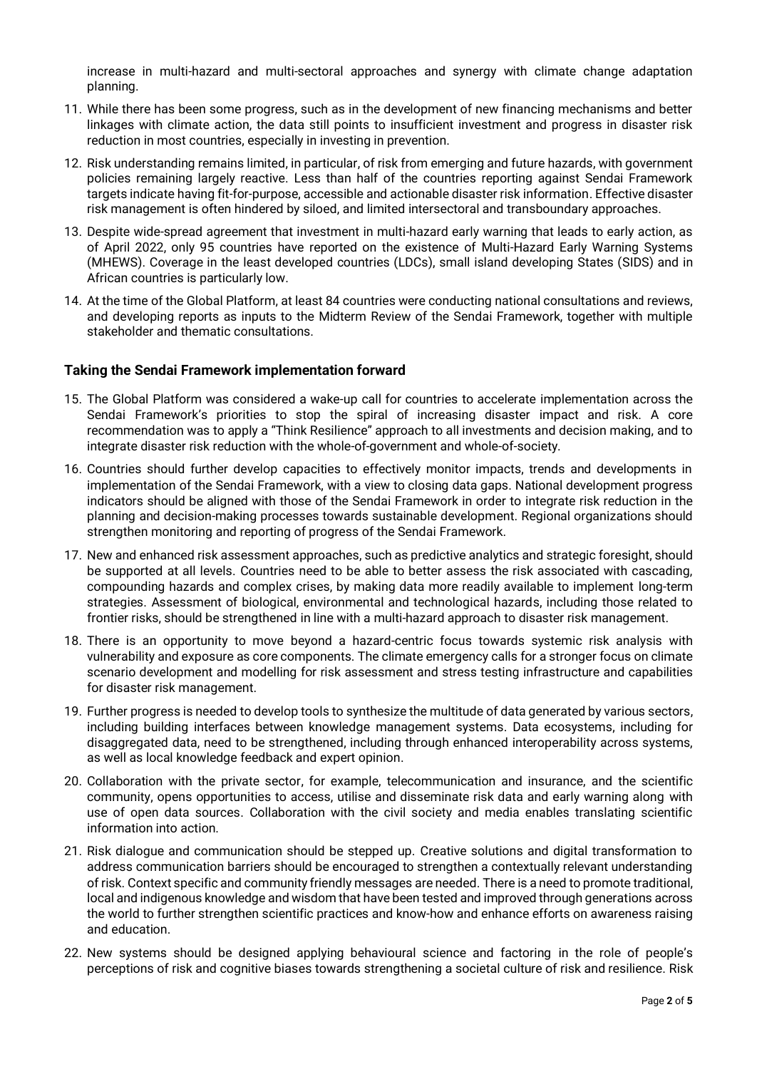increase in multi-hazard and multi-sectoral approaches and synergy with climate change adaptation planning.

11. While there has been some progress, such as in the development of new financing mechanisms and better linkages with climate action, the data still points to insufficient investment and progress in disaster risk reduction in most countries, especially in investing in prevention.
12. Risk understanding remains limited, in particular, of risk from emerging and future hazards, with government policies remaining largely reactive. Less than half of the countries reporting against Sendai Framework targets indicate having fit-for-purpose, accessible and actionable disaster risk information. Effective disaster risk management is often hindered by siloed, and limited intersectoral and transboundary approaches.
13. Despite wide-spread agreement that investment in multi-hazard early warning that leads to early action, as of April 2022, only 95 countries have reported on the existence of Multi-Hazard Early Warning Systems (MHEWS). Coverage in the least developed countries (LDCs), small island developing States (SIDS) and in African countries is particularly low.
14. At the time of the Global Platform, at least 84 countries were conducting national consultations and reviews, and developing reports as inputs to the Midterm Review of the Sendai Framework, together with multiple stakeholder and thematic consultations.

### Taking the Sendai Framework implementation forward

15. The Global Platform was considered a wake-up call for countries to accelerate implementation across the Sendai Framework's priorities to stop the spiral of increasing disaster impact and risk. A core recommendation was to apply a "Think Resilience" approach to all investments and decision making, and to integrate disaster risk reduction with the whole-of-government and whole-of-society.
16. Countries should further develop capacities to effectively monitor impacts, trends and developments in implementation of the Sendai Framework, with a view to closing data gaps. National development progress indicators should be aligned with those of the Sendai Framework in order to integrate risk reduction in the planning and decision-making processes towards sustainable development. Regional organizations should strengthen monitoring and reporting of progress of the Sendai Framework.
17. New and enhanced risk assessment approaches, such as predictive analytics and strategic foresight, should be supported at all levels. Countries need to be able to better assess the risk associated with cascading, compounding hazards and complex crises, by making data more readily available to implement long-term strategies. Assessment of biological, environmental and technological hazards, including those related to frontier risks, should be strengthened in line with a multi-hazard approach to disaster risk management.
18. There is an opportunity to move beyond a hazard-centric focus towards systemic risk analysis with vulnerability and exposure as core components. The climate emergency calls for a stronger focus on climate scenario development and modelling for risk assessment and stress testing infrastructure and capabilities for disaster risk management.
19. Further progress is needed to develop tools to synthesize the multitude of data generated by various sectors, including building interfaces between knowledge management systems. Data ecosystems, including for disaggregated data, need to be strengthened, including through enhanced interoperability across systems, as well as local knowledge feedback and expert opinion.
20. Collaboration with the private sector, for example, telecommunication and insurance, and the scientific community, opens opportunities to access, utilise and disseminate risk data and early warning along with use of open data sources. Collaboration with the civil society and media enables translating scientific information into action.
21. Risk dialogue and communication should be stepped up. Creative solutions and digital transformation to address communication barriers should be encouraged to strengthen a contextually relevant understanding of risk. Context specific and community friendly messages are needed. There is a need to promote traditional, local and indigenous knowledge and wisdom that have been tested and improved through generations across the world to further strengthen scientific practices and know-how and enhance efforts on awareness raising and education.
22. New systems should be designed applying behavioural science and factoring in the role of people's perceptions of risk and cognitive biases towards strengthening a societal culture of risk and resilience. Risk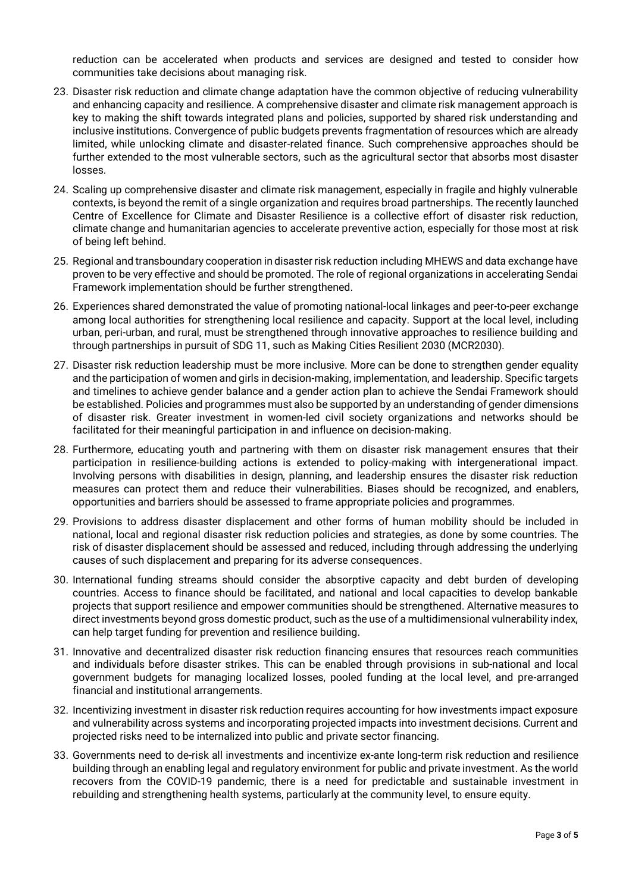reduction can be accelerated when products and services are designed and tested to consider how communities take decisions about managing risk.

23. Disaster risk reduction and climate change adaptation have the common objective of reducing vulnerability and enhancing capacity and resilience. A comprehensive disaster and climate risk management approach is key to making the shift towards integrated plans and policies, supported by shared risk understanding and inclusive institutions. Convergence of public budgets prevents fragmentation of resources which are already limited, while unlocking climate and disaster-related finance. Such comprehensive approaches should be further extended to the most vulnerable sectors, such as the agricultural sector that absorbs most disaster losses.

24. Scaling up comprehensive disaster and climate risk management, especially in fragile and highly vulnerable contexts, is beyond the remit of a single organization and requires broad partnerships. The recently launched Centre of Excellence for Climate and Disaster Resilience is a collective effort of disaster risk reduction, climate change and humanitarian agencies to accelerate preventive action, especially for those most at risk of being left behind.

25. Regional and transboundary cooperation in disaster risk reduction including MHEWS and data exchange have proven to be very effective and should be promoted. The role of regional organizations in accelerating Sendai Framework implementation should be further strengthened.

26. Experiences shared demonstrated the value of promoting national-local linkages and peer-to-peer exchange among local authorities for strengthening local resilience and capacity. Support at the local level, including urban, peri-urban, and rural, must be strengthened through innovative approaches to resilience building and through partnerships in pursuit of SDG 11, such as Making Cities Resilient 2030 (MCR2030).

27. Disaster risk reduction leadership must be more inclusive. More can be done to strengthen gender equality and the participation of women and girls in decision-making, implementation, and leadership. Specific targets and timelines to achieve gender balance and a gender action plan to achieve the Sendai Framework should be established. Policies and programmes must also be supported by an understanding of gender dimensions of disaster risk. Greater investment in women-led civil society organizations and networks should be facilitated for their meaningful participation in and influence on decision-making.

28. Furthermore, educating youth and partnering with them on disaster risk management ensures that their participation in resilience-building actions is extended to policy-making with intergenerational impact. Involving persons with disabilities in design, planning, and leadership ensures the disaster risk reduction measures can protect them and reduce their vulnerabilities. Biases should be recognized, and enablers, opportunities and barriers should be assessed to frame appropriate policies and programmes.

29. Provisions to address disaster displacement and other forms of human mobility should be included in national, local and regional disaster risk reduction policies and strategies, as done by some countries. The risk of disaster displacement should be assessed and reduced, including through addressing the underlying causes of such displacement and preparing for its adverse consequences.

30. International funding streams should consider the absorptive capacity and debt burden of developing countries. Access to finance should be facilitated, and national and local capacities to develop bankable projects that support resilience and empower communities should be strengthened. Alternative measures to direct investments beyond gross domestic product, such as the use of a multidimensional vulnerability index, can help target funding for prevention and resilience building.

31. Innovative and decentralized disaster risk reduction financing ensures that resources reach communities and individuals before disaster strikes. This can be enabled through provisions in sub-national and local government budgets for managing localized losses, pooled funding at the local level, and pre-arranged financial and institutional arrangements.

32. Incentivizing investment in disaster risk reduction requires accounting for how investments impact exposure and vulnerability across systems and incorporating projected impacts into investment decisions. Current and projected risks need to be internalized into public and private sector financing.

33. Governments need to de-risk all investments and incentivize ex-ante long-term risk reduction and resilience building through an enabling legal and regulatory environment for public and private investment. As the world recovers from the COVID-19 pandemic, there is a need for predictable and sustainable investment in rebuilding and strengthening health systems, particularly at the community level, to ensure equity.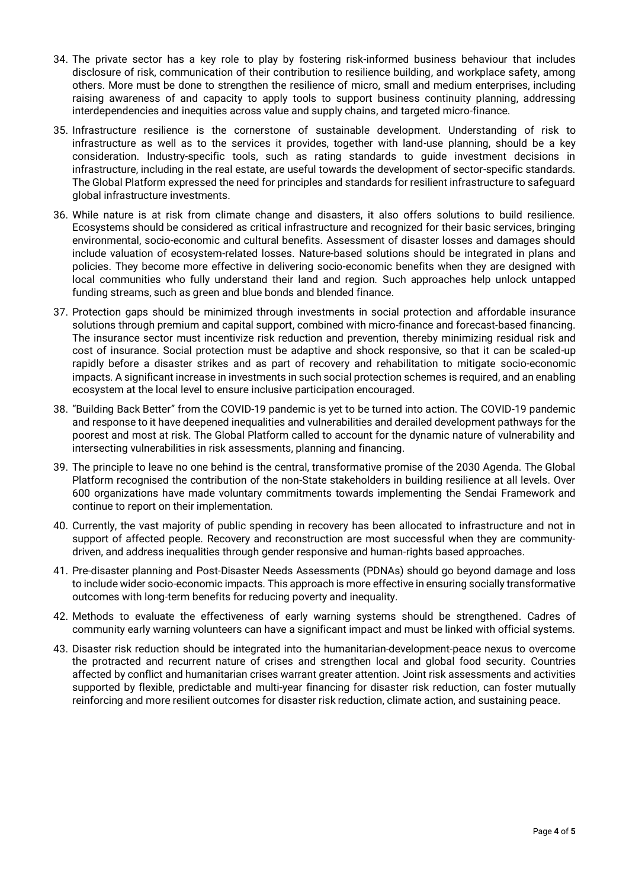34. The private sector has a key role to play by fostering risk-informed business behaviour that includes disclosure of risk, communication of their contribution to resilience building, and workplace safety, among others. More must be done to strengthen the resilience of micro, small and medium enterprises, including raising awareness of and capacity to apply tools to support business continuity planning, addressing interdependencies and inequities across value and supply chains, and targeted micro-finance.

35. Infrastructure resilience is the cornerstone of sustainable development. Understanding of risk to infrastructure as well as to the services it provides, together with land-use planning, should be a key consideration. Industry-specific tools, such as rating standards to guide investment decisions in infrastructure, including in the real estate, are useful towards the development of sector-specific standards. The Global Platform expressed the need for principles and standards for resilient infrastructure to safeguard global infrastructure investments.

36. While nature is at risk from climate change and disasters, it also offers solutions to build resilience. Ecosystems should be considered as critical infrastructure and recognized for their basic services, bringing environmental, socio-economic and cultural benefits. Assessment of disaster losses and damages should include valuation of ecosystem-related losses. Nature-based solutions should be integrated in plans and policies. They become more effective in delivering socio-economic benefits when they are designed with local communities who fully understand their land and region. Such approaches help unlock untapped funding streams, such as green and blue bonds and blended finance.

37. Protection gaps should be minimized through investments in social protection and affordable insurance solutions through premium and capital support, combined with micro-finance and forecast-based financing. The insurance sector must incentivize risk reduction and prevention, thereby minimizing residual risk and cost of insurance. Social protection must be adaptive and shock responsive, so that it can be scaled-up rapidly before a disaster strikes and as part of recovery and rehabilitation to mitigate socio-economic impacts. A significant increase in investments in such social protection schemes is required, and an enabling ecosystem at the local level to ensure inclusive participation encouraged.

38. "Building Back Better" from the COVID-19 pandemic is yet to be turned into action. The COVID-19 pandemic and response to it have deepened inequalities and vulnerabilities and derailed development pathways for the poorest and most at risk. The Global Platform called to account for the dynamic nature of vulnerability and intersecting vulnerabilities in risk assessments, planning and financing.

39. The principle to leave no one behind is the central, transformative promise of the 2030 Agenda. The Global Platform recognised the contribution of the non-State stakeholders in building resilience at all levels. Over 600 organizations have made voluntary commitments towards implementing the Sendai Framework and continue to report on their implementation.

40. Currently, the vast majority of public spending in recovery has been allocated to infrastructure and not in support of affected people. Recovery and reconstruction are most successful when they are community-driven, and address inequalities through gender responsive and human-rights based approaches.

41. Pre-disaster planning and Post-Disaster Needs Assessments (PDNAs) should go beyond damage and loss to include wider socio-economic impacts. This approach is more effective in ensuring socially transformative outcomes with long-term benefits for reducing poverty and inequality.

42. Methods to evaluate the effectiveness of early warning systems should be strengthened. Cadres of community early warning volunteers can have a significant impact and must be linked with official systems.

43. Disaster risk reduction should be integrated into the humanitarian-development-peace nexus to overcome the protracted and recurrent nature of crises and strengthen local and global food security. Countries affected by conflict and humanitarian crises warrant greater attention. Joint risk assessments and activities supported by flexible, predictable and multi-year financing for disaster risk reduction, can foster mutually reinforcing and more resilient outcomes for disaster risk reduction, climate action, and sustaining peace.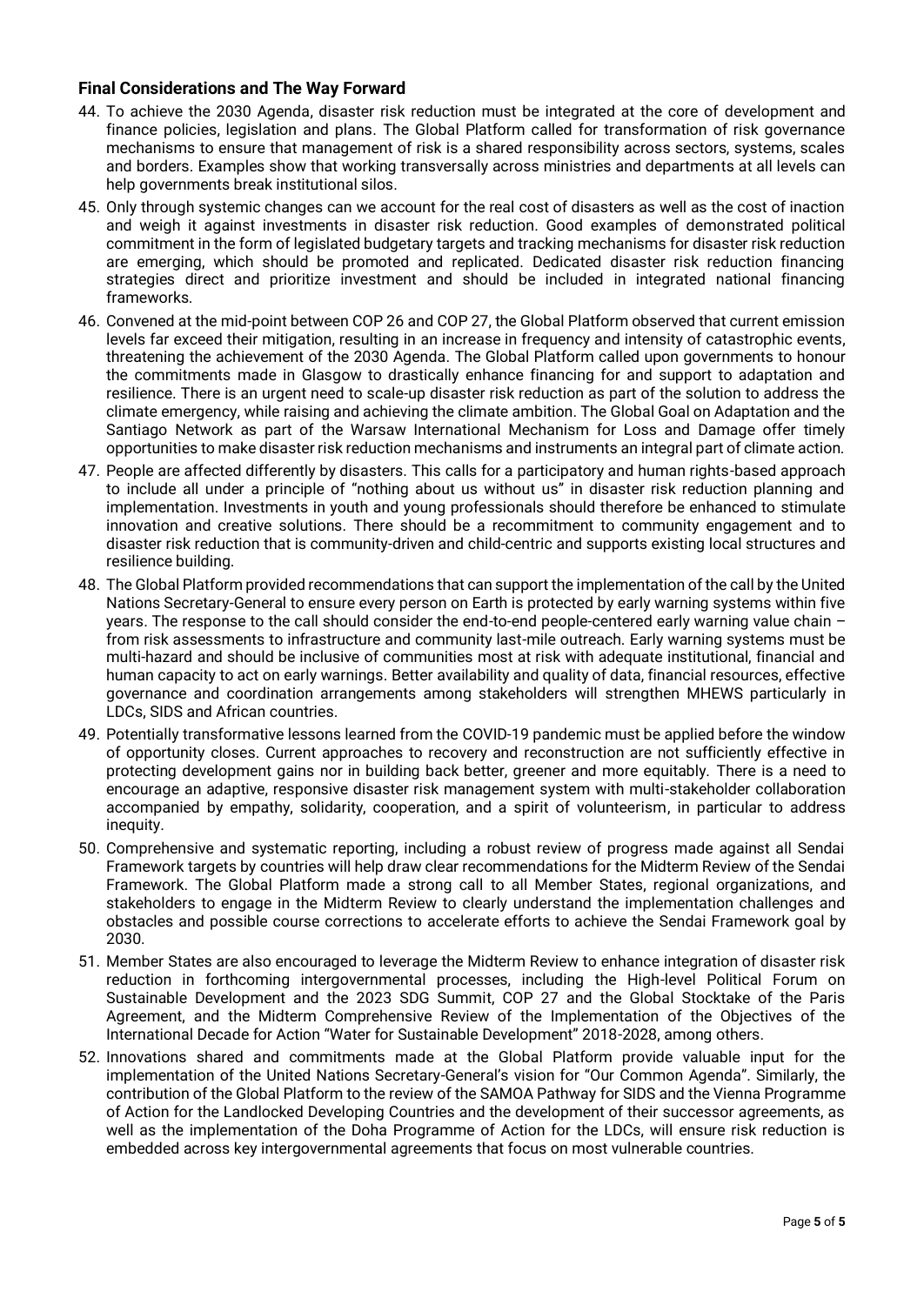### Final Considerations and The Way Forward

44. To achieve the 2030 Agenda, disaster risk reduction must be integrated at the core of development and finance policies, legislation and plans. The Global Platform called for transformation of risk governance mechanisms to ensure that management of risk is a shared responsibility across sectors, systems, scales and borders. Examples show that working transversally across ministries and departments at all levels can help governments break institutional silos.

45. Only through systemic changes can we account for the real cost of disasters as well as the cost of inaction and weigh it against investments in disaster risk reduction. Good examples of demonstrated political commitment in the form of legislated budgetary targets and tracking mechanisms for disaster risk reduction are emerging, which should be promoted and replicated. Dedicated disaster risk reduction financing strategies direct and prioritize investment and should be included in integrated national financing frameworks.

46. Convened at the mid-point between COP 26 and COP 27, the Global Platform observed that current emission levels far exceed their mitigation, resulting in an increase in frequency and intensity of catastrophic events, threatening the achievement of the 2030 Agenda. The Global Platform called upon governments to honour the commitments made in Glasgow to drastically enhance financing for and support to adaptation and resilience. There is an urgent need to scale-up disaster risk reduction as part of the solution to address the climate emergency, while raising and achieving the climate ambition. The Global Goal on Adaptation and the Santiago Network as part of the Warsaw International Mechanism for Loss and Damage offer timely opportunities to make disaster risk reduction mechanisms and instruments an integral part of climate action.

47. People are affected differently by disasters. This calls for a participatory and human rights-based approach to include all under a principle of "nothing about us without us" in disaster risk reduction planning and implementation. Investments in youth and young professionals should therefore be enhanced to stimulate innovation and creative solutions. There should be a recommitment to community engagement and to disaster risk reduction that is community-driven and child-centric and supports existing local structures and resilience building.

48. The Global Platform provided recommendations that can support the implementation of the call by the United Nations Secretary-General to ensure every person on Earth is protected by early warning systems within five years. The response to the call should consider the end-to-end people-centered early warning value chain – from risk assessments to infrastructure and community last-mile outreach. Early warning systems must be multi-hazard and should be inclusive of communities most at risk with adequate institutional, financial and human capacity to act on early warnings. Better availability and quality of data, financial resources, effective governance and coordination arrangements among stakeholders will strengthen MHEWS particularly in LDCs, SIDS and African countries.

49. Potentially transformative lessons learned from the COVID-19 pandemic must be applied before the window of opportunity closes. Current approaches to recovery and reconstruction are not sufficiently effective in protecting development gains nor in building back better, greener and more equitably. There is a need to encourage an adaptive, responsive disaster risk management system with multi-stakeholder collaboration accompanied by empathy, solidarity, cooperation, and a spirit of volunteerism, in particular to address inequity.

50. Comprehensive and systematic reporting, including a robust review of progress made against all Sendai Framework targets by countries will help draw clear recommendations for the Midterm Review of the Sendai Framework. The Global Platform made a strong call to all Member States, regional organizations, and stakeholders to engage in the Midterm Review to clearly understand the implementation challenges and obstacles and possible course corrections to accelerate efforts to achieve the Sendai Framework goal by 2030.

51. Member States are also encouraged to leverage the Midterm Review to enhance integration of disaster risk reduction in forthcoming intergovernmental processes, including the High-level Political Forum on Sustainable Development and the 2023 SDG Summit, COP 27 and the Global Stocktake of the Paris Agreement, and the Midterm Comprehensive Review of the Implementation of the Objectives of the International Decade for Action "Water for Sustainable Development" 2018-2028, among others.

52. Innovations shared and commitments made at the Global Platform provide valuable input for the implementation of the United Nations Secretary-General's vision for "Our Common Agenda". Similarly, the contribution of the Global Platform to the review of the SAMOA Pathway for SIDS and the Vienna Programme of Action for the Landlocked Developing Countries and the development of their successor agreements, as well as the implementation of the Doha Programme of Action for the LDCs, will ensure risk reduction is embedded across key intergovernmental agreements that focus on most vulnerable countries.